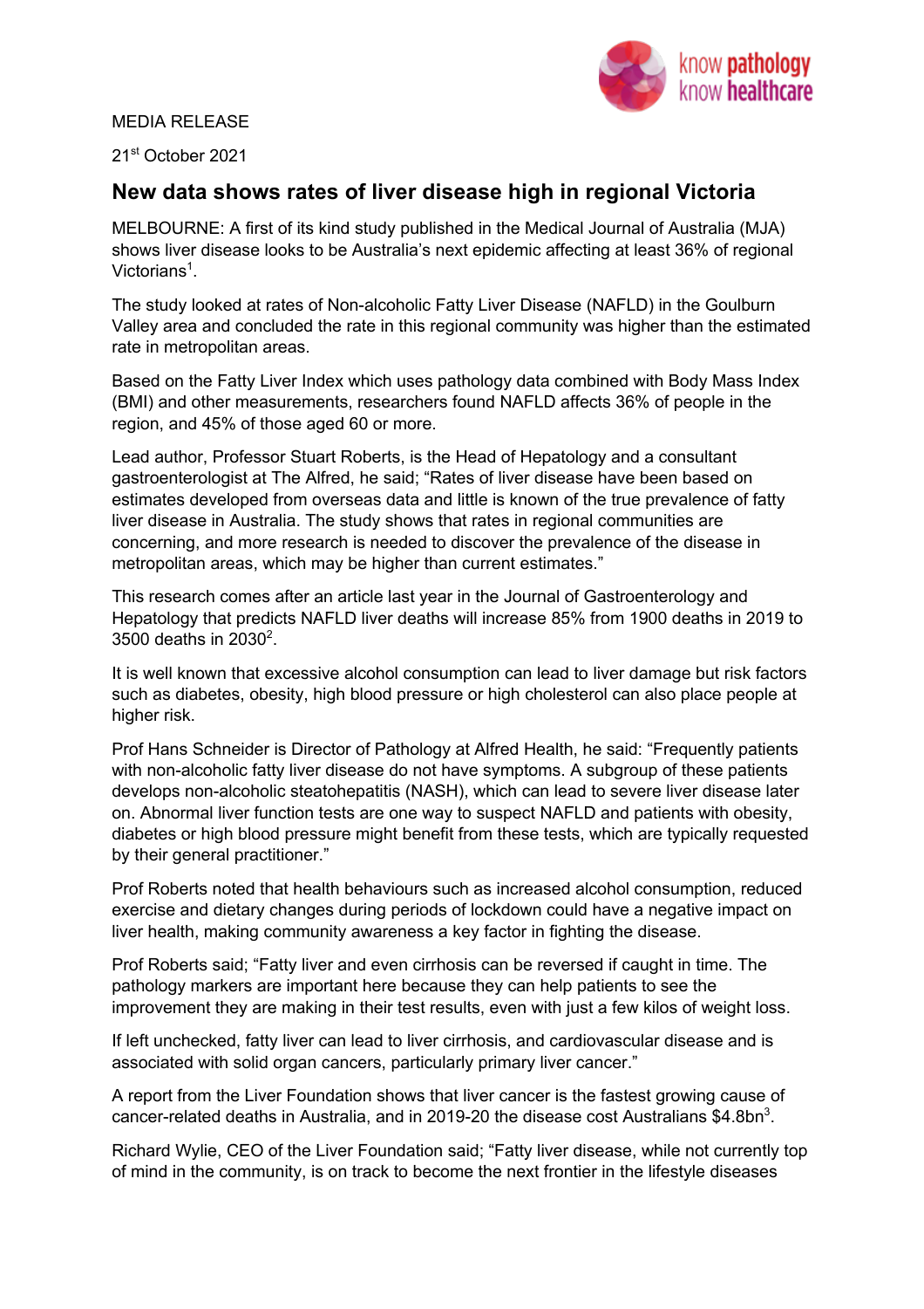MEDIA RELEASE

21st October 2021

## New data shows rates of liver disease high in regional Victoria

MELBOURNE: A first of its kind study published in the Medical Journal of Australia (MJA) shows liver disease looks to be Australia's next epidemic affecting at least 36% of regional Victorians[1].

The study looked at rates of Non-alcoholic Fatty Liver Disease (NAFLD) in the Goulburn Valley area and concluded the rate in this regional community was higher than the estimated rate in metropolitan areas.

Based on the Fatty Liver Index which uses pathology data combined with Body Mass Index (BMI) and other measurements, researchers found NAFLD affects 36% of people in the region, and 45% of those aged 60 or more.

Lead author, Professor Stuart Roberts, is the Head of Hepatology and a consultant gastroenterologist at The Alfred, he said; "Rates of liver disease have been based on estimates developed from overseas data and little is known of the true prevalence of fatty liver disease in Australia. The study shows that rates in regional communities are concerning, and more research is needed to discover the prevalence of the disease in metropolitan areas, which may be higher than current estimates."

This research comes after an article last year in the Journal of Gastroenterology and Hepatology that predicts NAFLD liver deaths will increase 85% from 1900 deaths in 2019 to 3500 deaths in 2030[2].

It is well known that excessive alcohol consumption can lead to liver damage but risk factors such as diabetes, obesity, high blood pressure or high cholesterol can also place people at higher risk.

Prof Hans Schneider is Director of Pathology at Alfred Health, he said: "Frequently patients with non-alcoholic fatty liver disease do not have symptoms. A subgroup of these patients develops non-alcoholic steatohepatitis (NASH), which can lead to severe liver disease later on. Abnormal liver function tests are one way to suspect NAFLD and patients with obesity, diabetes or high blood pressure might benefit from these tests, which are typically requested by their general practitioner."

Prof Roberts noted that health behaviours such as increased alcohol consumption, reduced exercise and dietary changes during periods of lockdown could have a negative impact on liver health, making community awareness a key factor in fighting the disease.

Prof Roberts said; "Fatty liver and even cirrhosis can be reversed if caught in time. The pathology markers are important here because they can help patients to see the improvement they are making in their test results, even with just a few kilos of weight loss.

If left unchecked, fatty liver can lead to liver cirrhosis, and cardiovascular disease and is associated with solid organ cancers, particularly primary liver cancer."

A report from the Liver Foundation shows that liver cancer is the fastest growing cause of cancer-related deaths in Australia, and in 2019-20 the disease cost Australians $4.8bn[3].

Richard Wylie, CEO of the Liver Foundation said; "Fatty liver disease, while not currently top of mind in the community, is on track to become the next frontier in the lifestyle diseases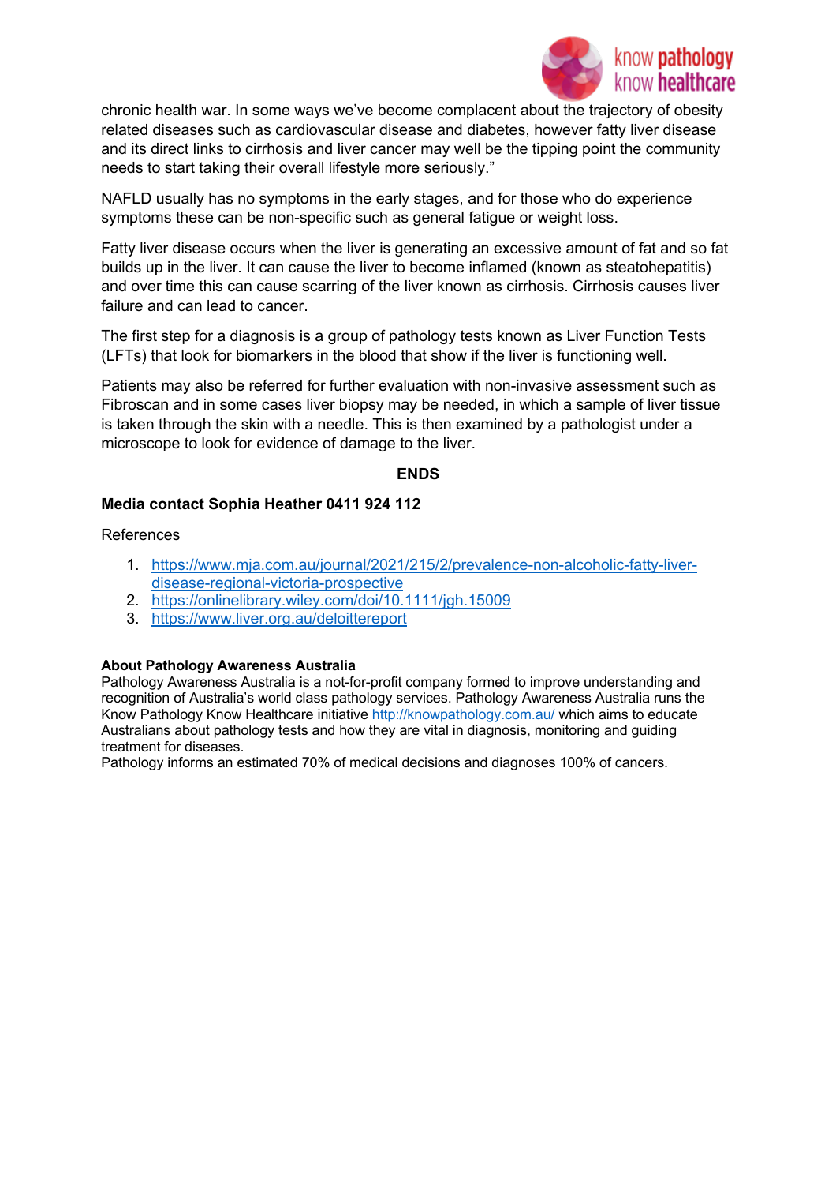chronic health war. In some ways we've become complacent about the trajectory of obesity related diseases such as cardiovascular disease and diabetes, however fatty liver disease and its direct links to cirrhosis and liver cancer may well be the tipping point the community needs to start taking their overall lifestyle more seriously."

NAFLD usually has no symptoms in the early stages, and for those who do experience symptoms these can be non-specific such as general fatigue or weight loss.

Fatty liver disease occurs when the liver is generating an excessive amount of fat and so fat builds up in the liver. It can cause the liver to become inflamed (known as steatohepatitis) and over time this can cause scarring of the liver known as cirrhosis. Cirrhosis causes liver failure and can lead to cancer.

The first step for a diagnosis is a group of pathology tests known as Liver Function Tests (LFTs) that look for biomarkers in the blood that show if the liver is functioning well.

Patients may also be referred for further evaluation with non-invasive assessment such as Fibroscan and in some cases liver biopsy may be needed, in which a sample of liver tissue is taken through the skin with a needle. This is then examined by a pathologist under a microscope to look for evidence of damage to the liver.

**ENDS**

**Media contact Sophia Heather 0411 924 112**

References

1. https://www.mja.com.au/journal/2021/215/2/prevalence-non-alcoholic-fatty-liver-disease-regional-victoria-prospective
2. https://onlinelibrary.wiley.com/doi/10.1111/jgh.15009
3. https://www.liver.org.au/deloittereport

**About Pathology Awareness Australia**
Pathology Awareness Australia is a not-for-profit company formed to improve understanding and recognition of Australia's world class pathology services. Pathology Awareness Australia runs the Know Pathology Know Healthcare initiative http://knowpathology.com.au/ which aims to educate Australians about pathology tests and how they are vital in diagnosis, monitoring and guiding treatment for diseases.
Pathology informs an estimated 70% of medical decisions and diagnoses 100% of cancers.